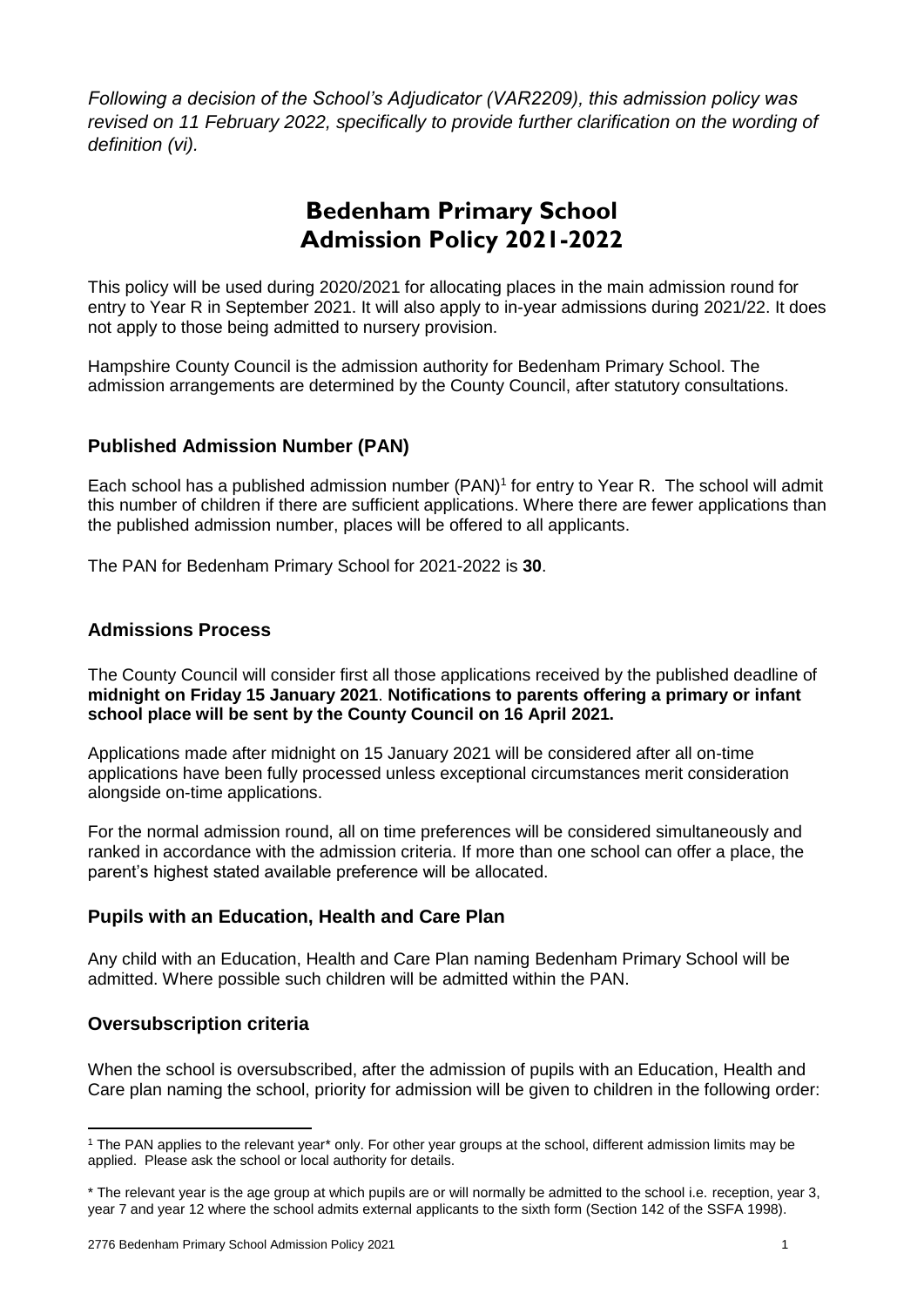*Following a decision of the School's Adjudicator (VAR2209), this admission policy was revised on 11 February 2022, specifically to provide further clarification on the wording of definition (vi).*

# Bedenham Primary School Admission Policy 2021-2022

This policy will be used during 2020/2021 for allocating places in the main admission round for entry to Year R in September 2021. It will also apply to in-year admissions during 2021/22. It does not apply to those being admitted to nursery provision.

Hampshire County Council is the admission authority for Bedenham Primary School. The admission arrangements are determined by the County Council, after statutory consultations.

## Published Admission Number (PAN)

Each school has a published admission number (PAN)[1] for entry to Year R. The school will admit this number of children if there are sufficient applications. Where there are fewer applications than the published admission number, places will be offered to all applicants.

The PAN for Bedenham Primary School for 2021-2022 is **30**.

## Admissions Process

The County Council will consider first all those applications received by the published deadline of **midnight on Friday 15 January 2021**. **Notifications to parents offering a primary or infant school place will be sent by the County Council on 16 April 2021.**

Applications made after midnight on 15 January 2021 will be considered after all on-time applications have been fully processed unless exceptional circumstances merit consideration alongside on-time applications.

For the normal admission round, all on time preferences will be considered simultaneously and ranked in accordance with the admission criteria. If more than one school can offer a place, the parent's highest stated available preference will be allocated.

## Pupils with an Education, Health and Care Plan

Any child with an Education, Health and Care Plan naming Bedenham Primary School will be admitted. Where possible such children will be admitted within the PAN.

## Oversubscription criteria

When the school is oversubscribed, after the admission of pupils with an Education, Health and Care plan naming the school, priority for admission will be given to children in the following order:

---

[1] The PAN applies to the relevant year* only. For other year groups at the school, different admission limits may be applied. Please ask the school or local authority for details.

\* The relevant year is the age group at which pupils are or will normally be admitted to the school i.e. reception, year 3, year 7 and year 12 where the school admits external applicants to the sixth form (Section 142 of the SSFA 1998).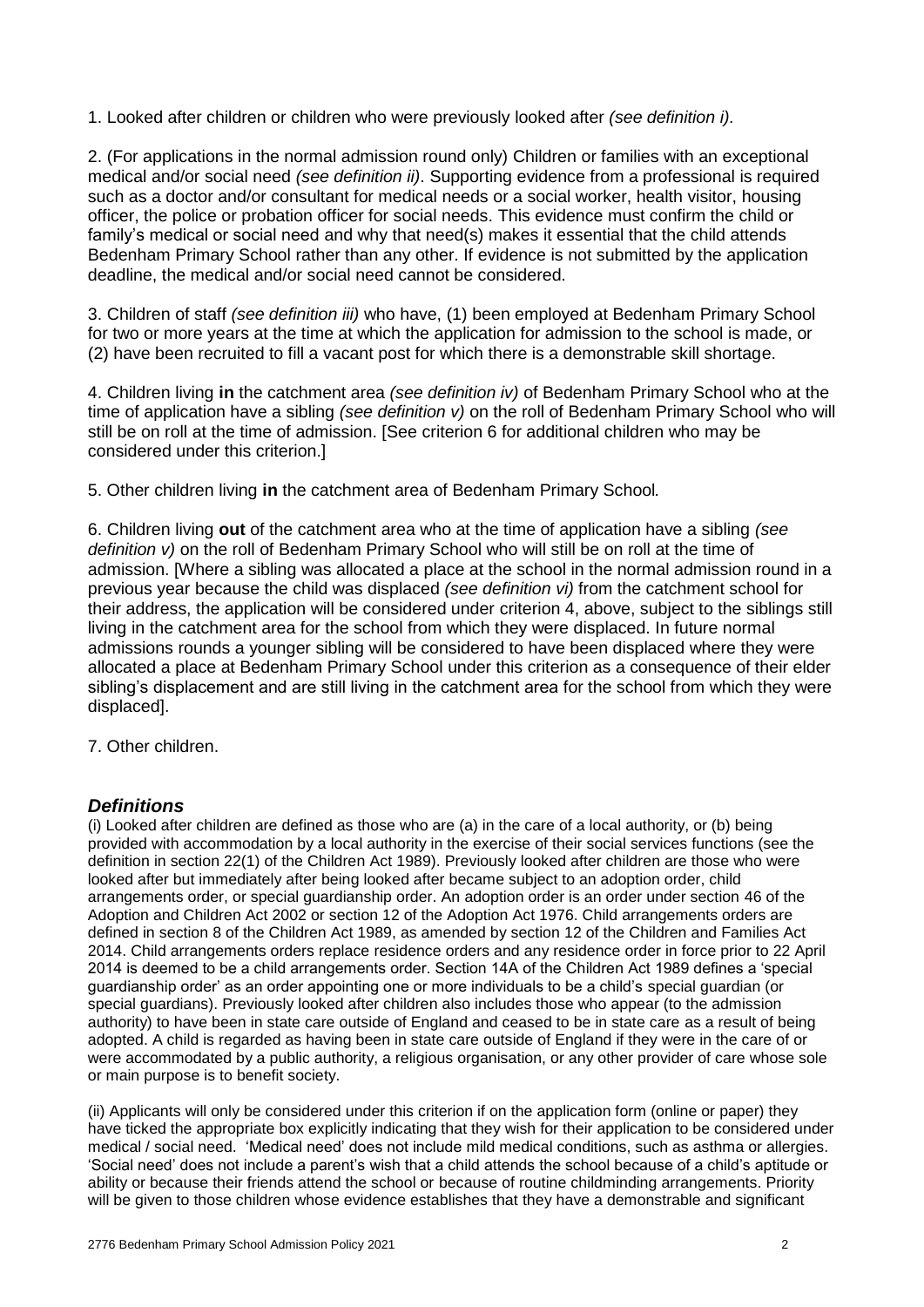1. Looked after children or children who were previously looked after *(see definition i).*

2. (For applications in the normal admission round only) Children or families with an exceptional medical and/or social need *(see definition ii)*. Supporting evidence from a professional is required such as a doctor and/or consultant for medical needs or a social worker, health visitor, housing officer, the police or probation officer for social needs. This evidence must confirm the child or family's medical or social need and why that need(s) makes it essential that the child attends Bedenham Primary School rather than any other. If evidence is not submitted by the application deadline, the medical and/or social need cannot be considered.

3. Children of staff *(see definition iii)* who have, (1) been employed at Bedenham Primary School for two or more years at the time at which the application for admission to the school is made, or (2) have been recruited to fill a vacant post for which there is a demonstrable skill shortage.

4. Children living **in** the catchment area *(see definition iv)* of Bedenham Primary School who at the time of application have a sibling *(see definition v)* on the roll of Bedenham Primary School who will still be on roll at the time of admission. [See criterion 6 for additional children who may be considered under this criterion.]

5. Other children living **in** the catchment area of Bedenham Primary School.

6. Children living **out** of the catchment area who at the time of application have a sibling *(see definition v)* on the roll of Bedenham Primary School who will still be on roll at the time of admission. [Where a sibling was allocated a place at the school in the normal admission round in a previous year because the child was displaced *(see definition vi)* from the catchment school for their address, the application will be considered under criterion 4, above, subject to the siblings still living in the catchment area for the school from which they were displaced. In future normal admissions rounds a younger sibling will be considered to have been displaced where they were allocated a place at Bedenham Primary School under this criterion as a consequence of their elder sibling's displacement and are still living in the catchment area for the school from which they were displaced].

7. Other children.

## *Definitions*

(i) Looked after children are defined as those who are (a) in the care of a local authority, or (b) being provided with accommodation by a local authority in the exercise of their social services functions (see the definition in section 22(1) of the Children Act 1989). Previously looked after children are those who were looked after but immediately after being looked after became subject to an adoption order, child arrangements order, or special guardianship order. An adoption order is an order under section 46 of the Adoption and Children Act 2002 or section 12 of the Adoption Act 1976. Child arrangements orders are defined in section 8 of the Children Act 1989, as amended by section 12 of the Children and Families Act 2014. Child arrangements orders replace residence orders and any residence order in force prior to 22 April 2014 is deemed to be a child arrangements order. Section 14A of the Children Act 1989 defines a 'special guardianship order' as an order appointing one or more individuals to be a child's special guardian (or special guardians). Previously looked after children also includes those who appear (to the admission authority) to have been in state care outside of England and ceased to be in state care as a result of being adopted. A child is regarded as having been in state care outside of England if they were in the care of or were accommodated by a public authority, a religious organisation, or any other provider of care whose sole or main purpose is to benefit society.

(ii) Applicants will only be considered under this criterion if on the application form (online or paper) they have ticked the appropriate box explicitly indicating that they wish for their application to be considered under medical / social need. 'Medical need' does not include mild medical conditions, such as asthma or allergies. 'Social need' does not include a parent's wish that a child attends the school because of a child's aptitude or ability or because their friends attend the school or because of routine childminding arrangements. Priority will be given to those children whose evidence establishes that they have a demonstrable and significant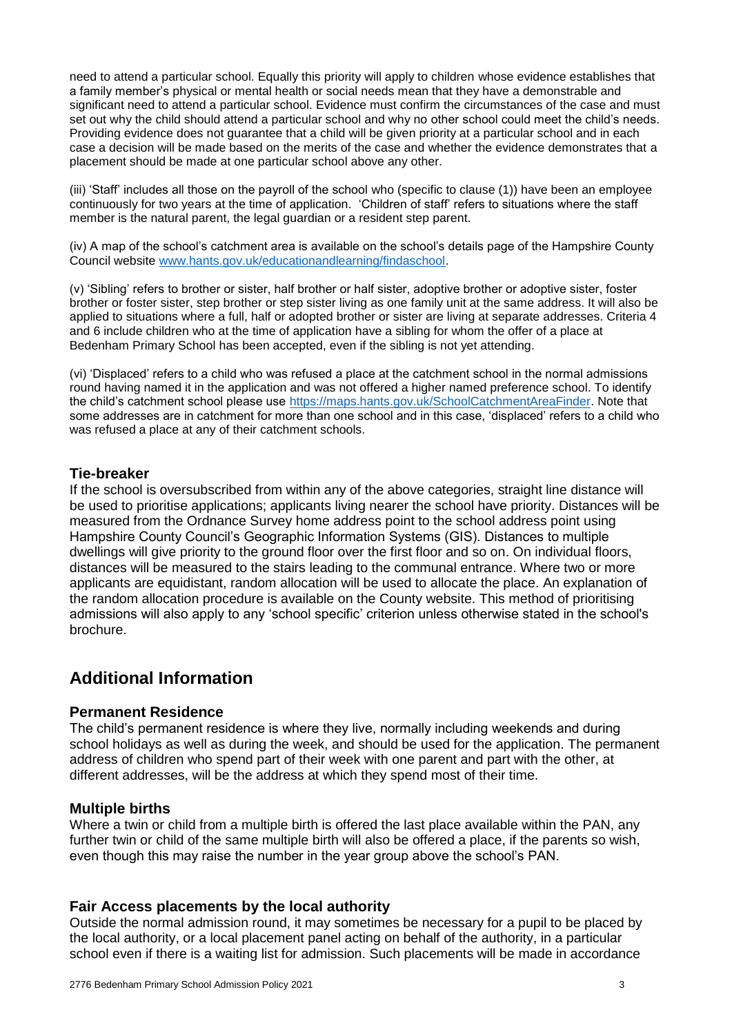need to attend a particular school. Equally this priority will apply to children whose evidence establishes that a family member's physical or mental health or social needs mean that they have a demonstrable and significant need to attend a particular school. Evidence must confirm the circumstances of the case and must set out why the child should attend a particular school and why no other school could meet the child's needs. Providing evidence does not guarantee that a child will be given priority at a particular school and in each case a decision will be made based on the merits of the case and whether the evidence demonstrates that a placement should be made at one particular school above any other.

(iii) 'Staff' includes all those on the payroll of the school who (specific to clause (1)) have been an employee continuously for two years at the time of application. 'Children of staff' refers to situations where the staff member is the natural parent, the legal guardian or a resident step parent.

(iv) A map of the school's catchment area is available on the school's details page of the Hampshire County Council website [www.hants.gov.uk/educationandlearning/findaschool](www.hants.gov.uk/educationandlearning/findaschool).

(v) 'Sibling' refers to brother or sister, half brother or half sister, adoptive brother or adoptive sister, foster brother or foster sister, step brother or step sister living as one family unit at the same address. It will also be applied to situations where a full, half or adopted brother or sister are living at separate addresses. Criteria 4 and 6 include children who at the time of application have a sibling for whom the offer of a place at Bedenham Primary School has been accepted, even if the sibling is not yet attending.

(vi) 'Displaced' refers to a child who was refused a place at the catchment school in the normal admissions round having named it in the application and was not offered a higher named preference school. To identify the child's catchment school please use [https://maps.hants.gov.uk/SchoolCatchmentAreaFinder](https://maps.hants.gov.uk/SchoolCatchmentAreaFinder). Note that some addresses are in catchment for more than one school and in this case, 'displaced' refers to a child who was refused a place at any of their catchment schools.

### Tie-breaker

If the school is oversubscribed from within any of the above categories, straight line distance will be used to prioritise applications; applicants living nearer the school have priority. Distances will be measured from the Ordnance Survey home address point to the school address point using Hampshire County Council's Geographic Information Systems (GIS). Distances to multiple dwellings will give priority to the ground floor over the first floor and so on. On individual floors, distances will be measured to the stairs leading to the communal entrance. Where two or more applicants are equidistant, random allocation will be used to allocate the place. An explanation of the random allocation procedure is available on the County website. This method of prioritising admissions will also apply to any 'school specific' criterion unless otherwise stated in the school's brochure.

## Additional Information

### Permanent Residence

The child's permanent residence is where they live, normally including weekends and during school holidays as well as during the week, and should be used for the application. The permanent address of children who spend part of their week with one parent and part with the other, at different addresses, will be the address at which they spend most of their time.

### Multiple births

Where a twin or child from a multiple birth is offered the last place available within the PAN, any further twin or child of the same multiple birth will also be offered a place, if the parents so wish, even though this may raise the number in the year group above the school's PAN.

### Fair Access placements by the local authority

Outside the normal admission round, it may sometimes be necessary for a pupil to be placed by the local authority, or a local placement panel acting on behalf of the authority, in a particular school even if there is a waiting list for admission. Such placements will be made in accordance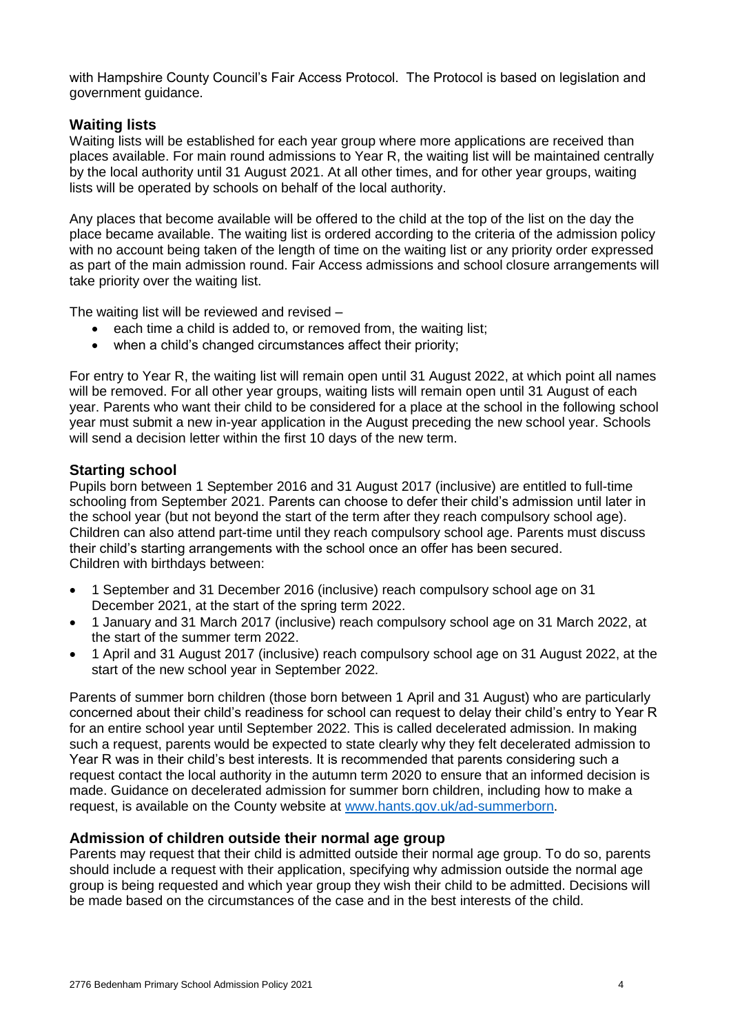with Hampshire County Council's Fair Access Protocol. The Protocol is based on legislation and government guidance.

## Waiting lists

Waiting lists will be established for each year group where more applications are received than places available. For main round admissions to Year R, the waiting list will be maintained centrally by the local authority until 31 August 2021. At all other times, and for other year groups, waiting lists will be operated by schools on behalf of the local authority.

Any places that become available will be offered to the child at the top of the list on the day the place became available. The waiting list is ordered according to the criteria of the admission policy with no account being taken of the length of time on the waiting list or any priority order expressed as part of the main admission round. Fair Access admissions and school closure arrangements will take priority over the waiting list.

The waiting list will be reviewed and revised –

- each time a child is added to, or removed from, the waiting list;
- when a child's changed circumstances affect their priority;

For entry to Year R, the waiting list will remain open until 31 August 2022, at which point all names will be removed. For all other year groups, waiting lists will remain open until 31 August of each year. Parents who want their child to be considered for a place at the school in the following school year must submit a new in-year application in the August preceding the new school year. Schools will send a decision letter within the first 10 days of the new term.

## Starting school

Pupils born between 1 September 2016 and 31 August 2017 (inclusive) are entitled to full-time schooling from September 2021. Parents can choose to defer their child's admission until later in the school year (but not beyond the start of the term after they reach compulsory school age). Children can also attend part-time until they reach compulsory school age. Parents must discuss their child's starting arrangements with the school once an offer has been secured.
Children with birthdays between:

- 1 September and 31 December 2016 (inclusive) reach compulsory school age on 31 December 2021, at the start of the spring term 2022.
- 1 January and 31 March 2017 (inclusive) reach compulsory school age on 31 March 2022, at the start of the summer term 2022.
- 1 April and 31 August 2017 (inclusive) reach compulsory school age on 31 August 2022, at the start of the new school year in September 2022.

Parents of summer born children (those born between 1 April and 31 August) who are particularly concerned about their child's readiness for school can request to delay their child's entry to Year R for an entire school year until September 2022. This is called decelerated admission. In making such a request, parents would be expected to state clearly why they felt decelerated admission to Year R was in their child's best interests. It is recommended that parents considering such a request contact the local authority in the autumn term 2020 to ensure that an informed decision is made. Guidance on decelerated admission for summer born children, including how to make a request, is available on the County website at www.hants.gov.uk/ad-summerborn.

## Admission of children outside their normal age group

Parents may request that their child is admitted outside their normal age group. To do so, parents should include a request with their application, specifying why admission outside the normal age group is being requested and which year group they wish their child to be admitted. Decisions will be made based on the circumstances of the case and in the best interests of the child.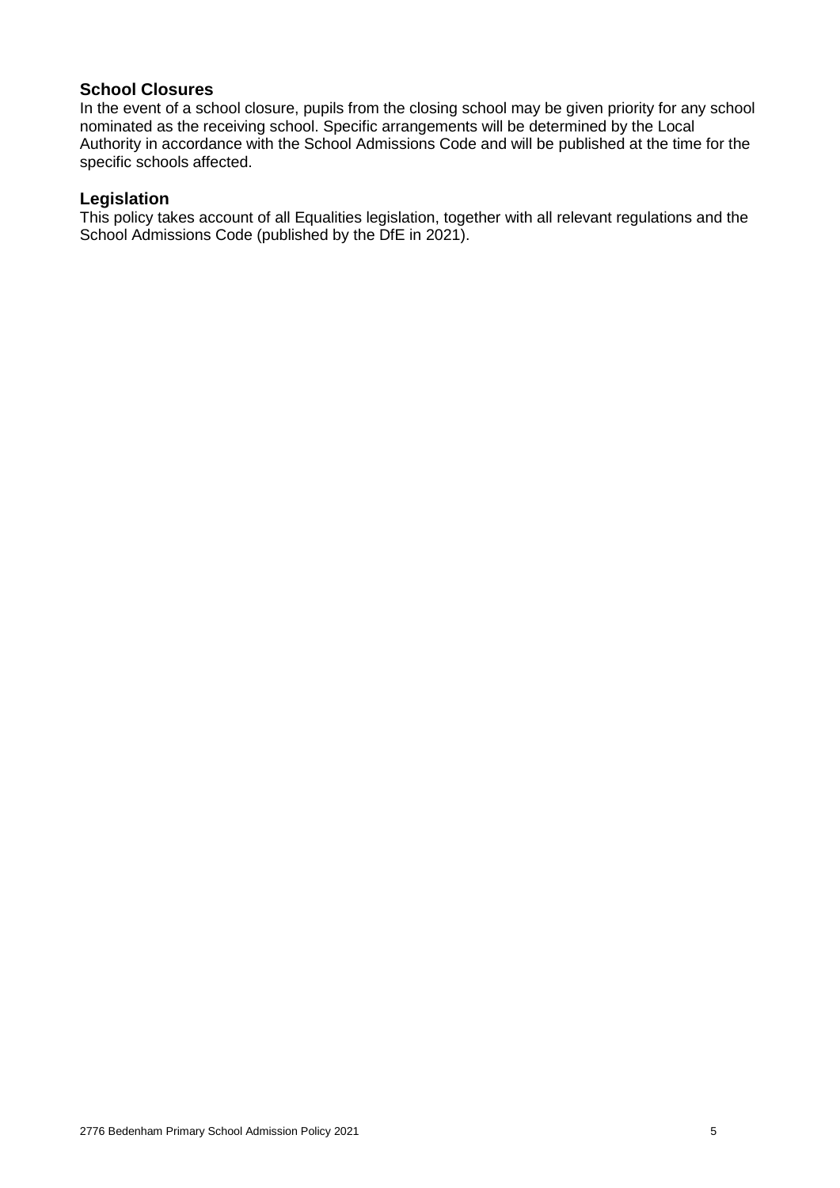## School Closures

In the event of a school closure, pupils from the closing school may be given priority for any school nominated as the receiving school. Specific arrangements will be determined by the Local Authority in accordance with the School Admissions Code and will be published at the time for the specific schools affected.

## Legislation

This policy takes account of all Equalities legislation, together with all relevant regulations and the School Admissions Code (published by the DfE in 2021).